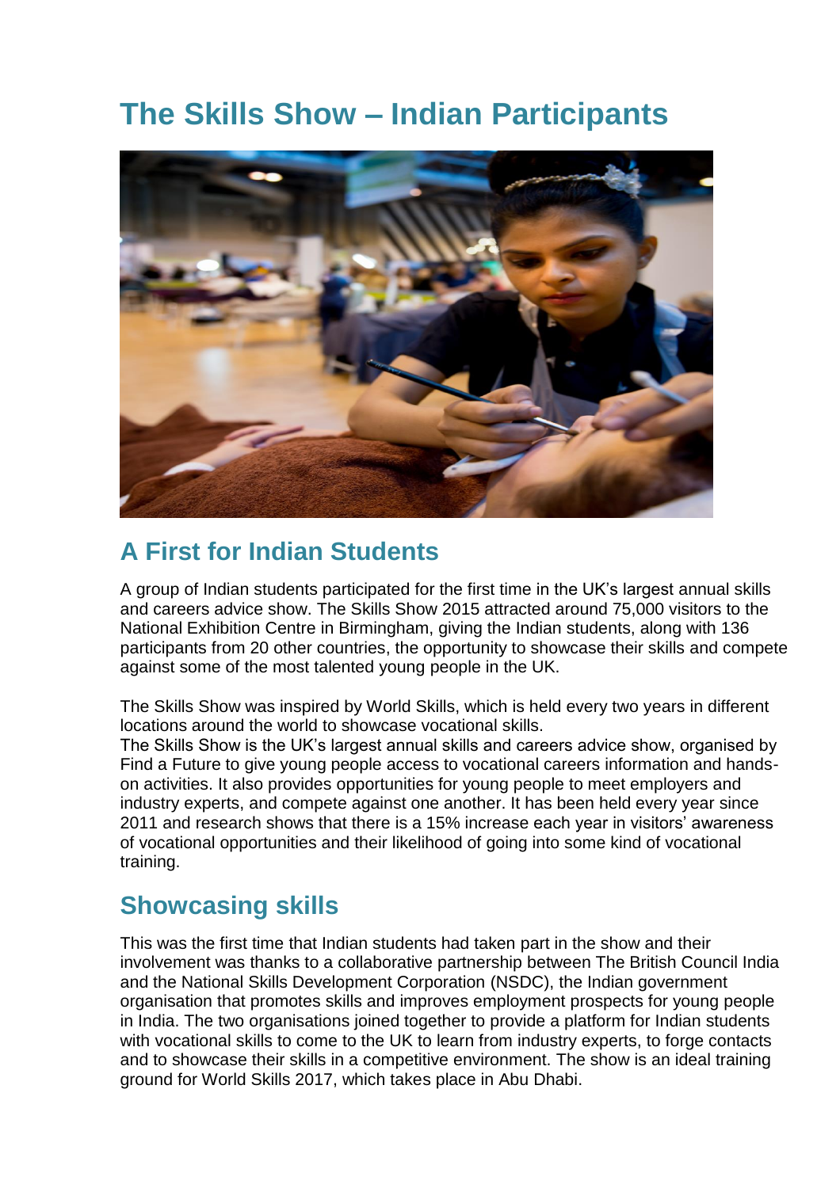# The Skills Show – Indian Participants

## A First for Indian Students

A group of Indian students participated for the first time in the UK's largest annual skills and careers advice show. The Skills Show 2015 attracted around 75,000 visitors to the National Exhibition Centre in Birmingham, giving the Indian students, along with 136 participants from 20 other countries, the opportunity to showcase their skills and compete against some of the most talented young people in the UK.

The Skills Show was inspired by World Skills, which is held every two years in different locations around the world to showcase vocational skills.
The Skills Show is the UK's largest annual skills and careers advice show, organised by Find a Future to give young people access to vocational careers information and hands-on activities. It also provides opportunities for young people to meet employers and industry experts, and compete against one another. It has been held every year since 2011 and research shows that there is a 15% increase each year in visitors' awareness of vocational opportunities and their likelihood of going into some kind of vocational training.

## Showcasing skills

This was the first time that Indian students had taken part in the show and their involvement was thanks to a collaborative partnership between The British Council India and the National Skills Development Corporation (NSDC), the Indian government organisation that promotes skills and improves employment prospects for young people in India. The two organisations joined together to provide a platform for Indian students with vocational skills to come to the UK to learn from industry experts, to forge contacts and to showcase their skills in a competitive environment. The show is an ideal training ground for World Skills 2017, which takes place in Abu Dhabi.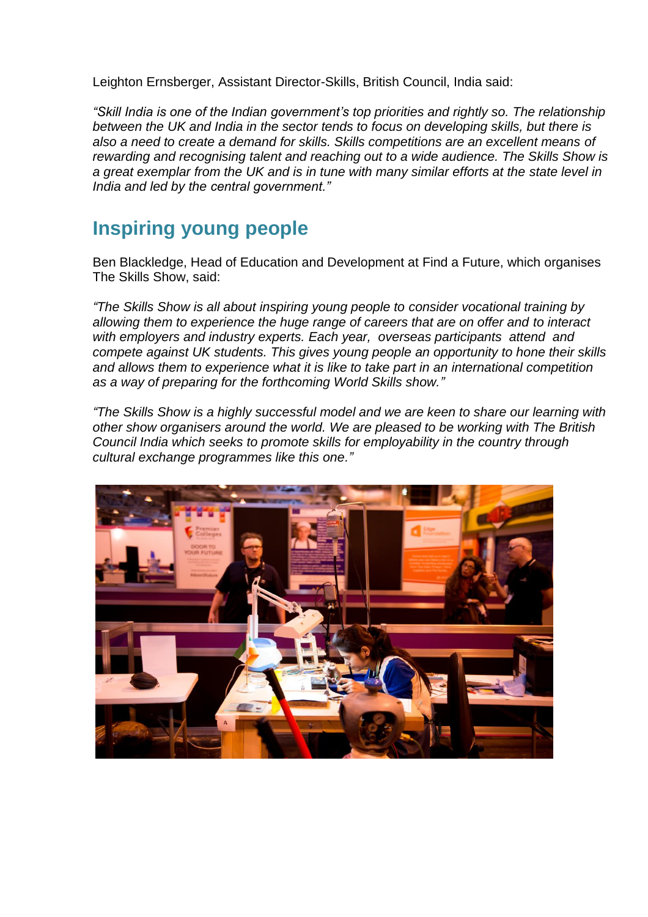Leighton Ernsberger, Assistant Director-Skills, British Council, India said:

*"Skill India is one of the Indian government's top priorities and rightly so. The relationship between the UK and India in the sector tends to focus on developing skills, but there is also a need to create a demand for skills. Skills competitions are an excellent means of rewarding and recognising talent and reaching out to a wide audience. The Skills Show is a great exemplar from the UK and is in tune with many similar efforts at the state level in India and led by the central government."*

## Inspiring young people

Ben Blackledge, Head of Education and Development at Find a Future, which organises The Skills Show, said:

*"The Skills Show is all about inspiring young people to consider vocational training by allowing them to experience the huge range of careers that are on offer and to interact with employers and industry experts. Each year, overseas participants attend and compete against UK students. This gives young people an opportunity to hone their skills and allows them to experience what it is like to take part in an international competition as a way of preparing for the forthcoming World Skills show."*

*"The Skills Show is a highly successful model and we are keen to share our learning with other show organisers around the world. We are pleased to be working with The British Council India which seeks to promote skills for employability in the country through cultural exchange programmes like this one."*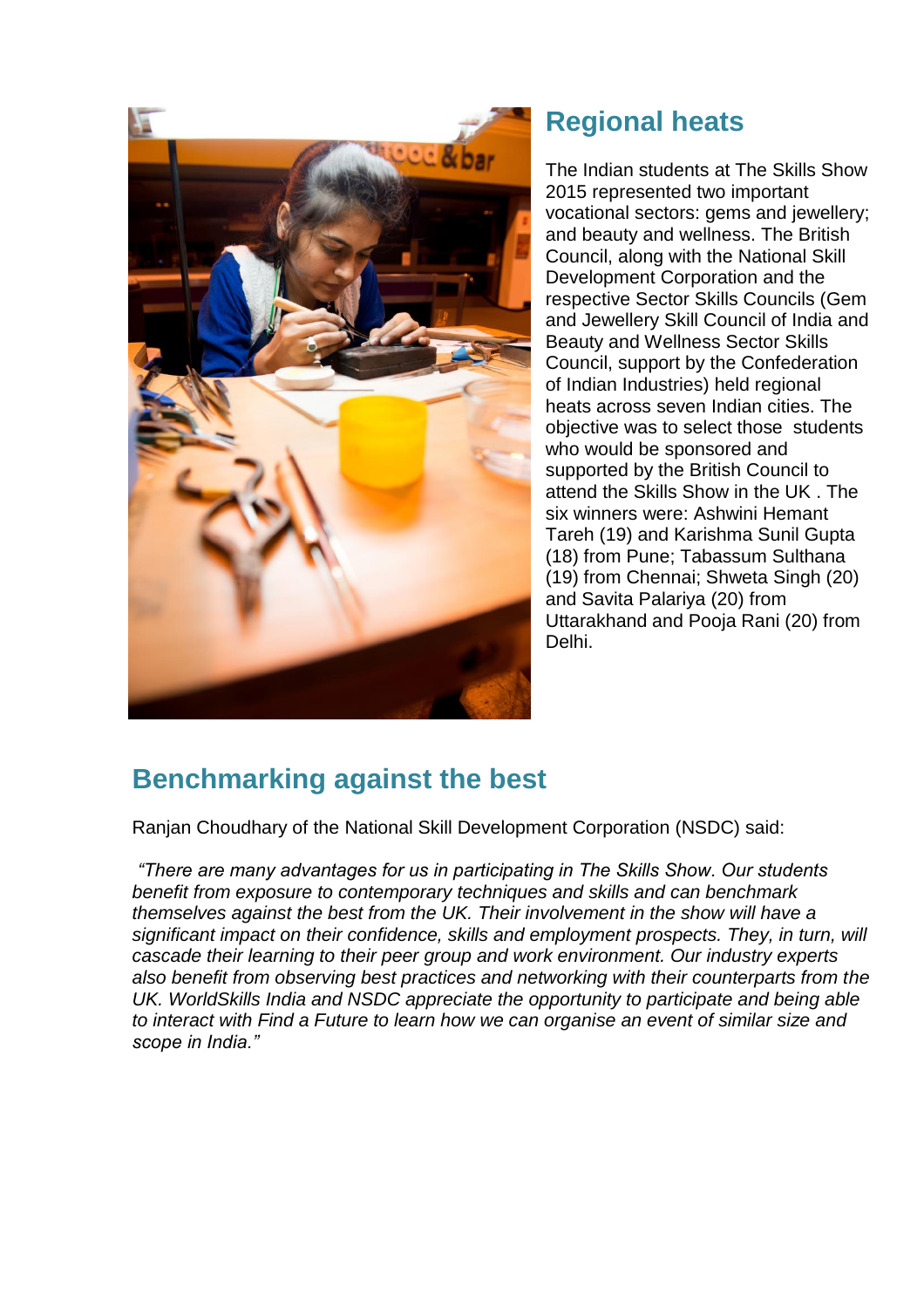## Regional heats

The Indian students at The Skills Show 2015 represented two important vocational sectors: gems and jewellery; and beauty and wellness. The British Council, along with the National Skill Development Corporation and the respective Sector Skills Councils (Gem and Jewellery Skill Council of India and Beauty and Wellness Sector Skills Council, support by the Confederation of Indian Industries) held regional heats across seven Indian cities. The objective was to select those students who would be sponsored and supported by the British Council to attend the Skills Show in the UK . The six winners were: Ashwini Hemant Tareh (19) and Karishma Sunil Gupta (18) from Pune; Tabassum Sulthana (19) from Chennai; Shweta Singh (20) and Savita Palariya (20) from Uttarakhand and Pooja Rani (20) from Delhi.

## Benchmarking against the best

Ranjan Choudhary of the National Skill Development Corporation (NSDC) said:

*"There are many advantages for us in participating in The Skills Show. Our students benefit from exposure to contemporary techniques and skills and can benchmark themselves against the best from the UK. Their involvement in the show will have a significant impact on their confidence, skills and employment prospects. They, in turn, will cascade their learning to their peer group and work environment. Our industry experts also benefit from observing best practices and networking with their counterparts from the UK. WorldSkills India and NSDC appreciate the opportunity to participate and being able to interact with Find a Future to learn how we can organise an event of similar size and scope in India."*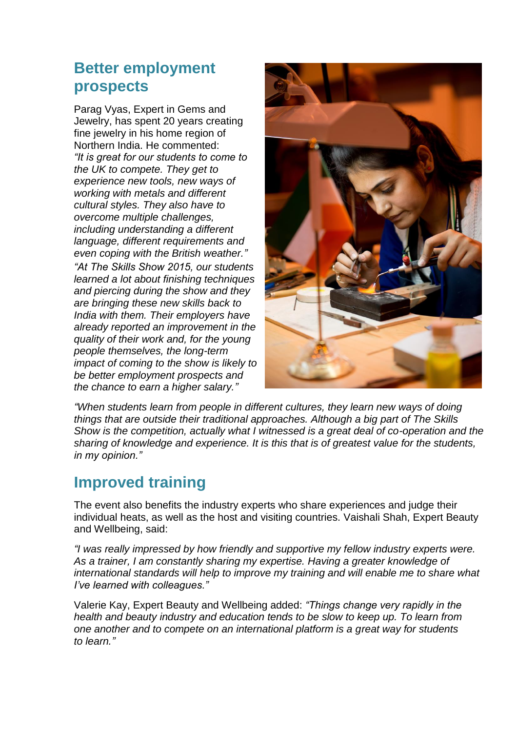## Better employment prospects

Parag Vyas, Expert in Gems and Jewelry, has spent 20 years creating fine jewelry in his home region of Northern India. He commented: *"It is great for our students to come to the UK to compete. They get to experience new tools, new ways of working with metals and different cultural styles. They also have to overcome multiple challenges, including understanding a different language, different requirements and even coping with the British weather."*

*"At The Skills Show 2015, our students learned a lot about finishing techniques and piercing during the show and they are bringing these new skills back to India with them. Their employers have already reported an improvement in the quality of their work and, for the young people themselves, the long-term impact of coming to the show is likely to be better employment prospects and the chance to earn a higher salary."*

*"When students learn from people in different cultures, they learn new ways of doing things that are outside their traditional approaches. Although a big part of The Skills Show is the competition, actually what I witnessed is a great deal of co-operation and the sharing of knowledge and experience. It is this that is of greatest value for the students, in my opinion."*

## Improved training

The event also benefits the industry experts who share experiences and judge their individual heats, as well as the host and visiting countries. Vaishali Shah, Expert Beauty and Wellbeing, said:

*"I was really impressed by how friendly and supportive my fellow industry experts were. As a trainer, I am constantly sharing my expertise. Having a greater knowledge of international standards will help to improve my training and will enable me to share what I've learned with colleagues."*

Valerie Kay, Expert Beauty and Wellbeing added: *"Things change very rapidly in the health and beauty industry and education tends to be slow to keep up. To learn from one another and to compete on an international platform is a great way for students to learn."*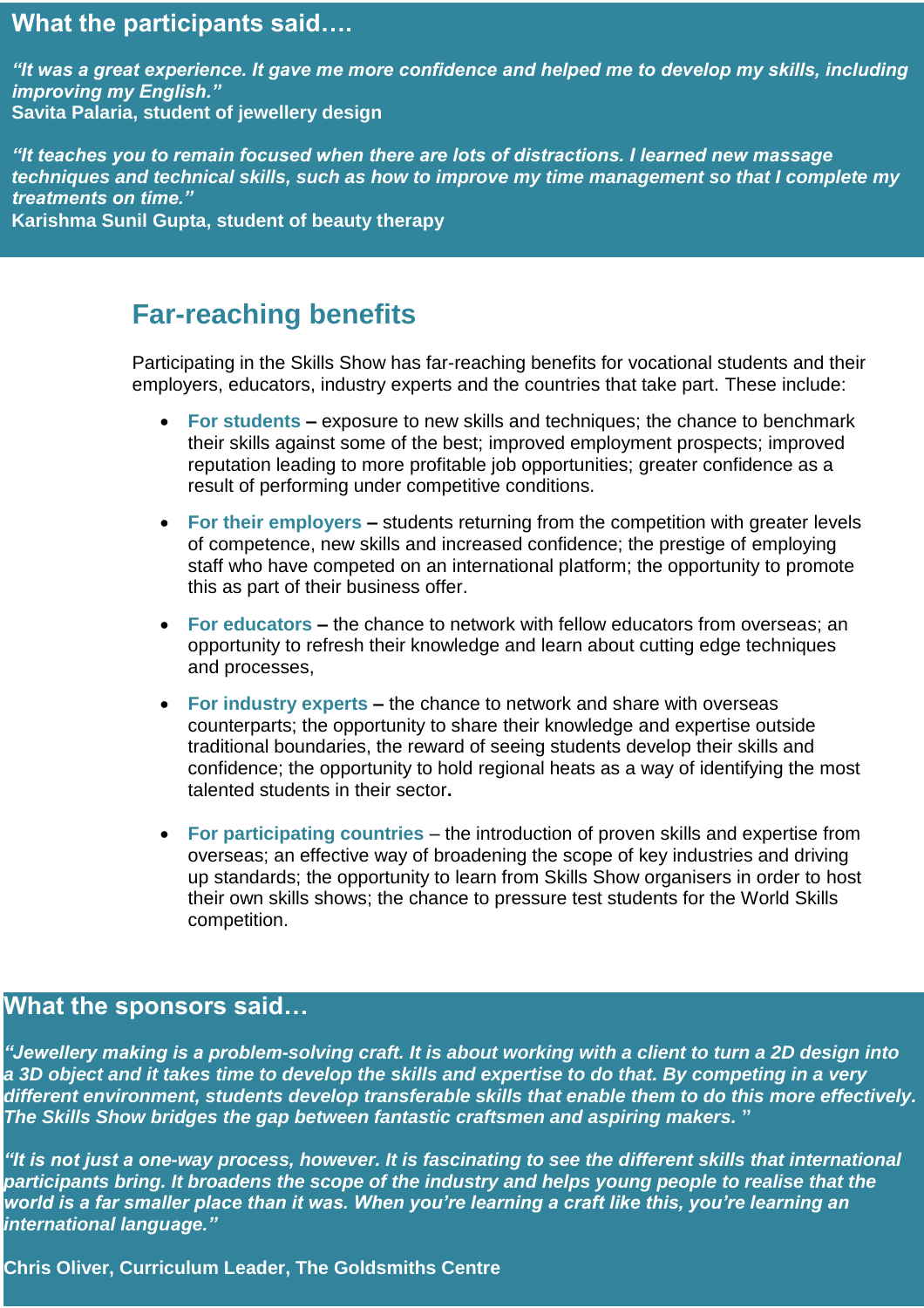## What the participants said….

***"It was a great experience. It gave me more confidence and helped me to develop my skills, including improving my English."***
**Savita Palaria, student of jewellery design**

***"It teaches you to remain focused when there are lots of distractions. I learned new massage techniques and technical skills, such as how to improve my time management so that I complete my treatments on time."***
**Karishma Sunil Gupta, student of beauty therapy**

## Far-reaching benefits

Participating in the Skills Show has far-reaching benefits for vocational students and their employers, educators, industry experts and the countries that take part. These include:

- **For students –** exposure to new skills and techniques; the chance to benchmark their skills against some of the best; improved employment prospects; improved reputation leading to more profitable job opportunities; greater confidence as a result of performing under competitive conditions.

- **For their employers –** students returning from the competition with greater levels of competence, new skills and increased confidence; the prestige of employing staff who have competed on an international platform; the opportunity to promote this as part of their business offer.

- **For educators –** the chance to network with fellow educators from overseas; an opportunity to refresh their knowledge and learn about cutting edge techniques and processes,

- **For industry experts –** the chance to network and share with overseas counterparts; the opportunity to share their knowledge and expertise outside traditional boundaries, the reward of seeing students develop their skills and confidence; the opportunity to hold regional heats as a way of identifying the most talented students in their sector**.**

- **For participating countries** – the introduction of proven skills and expertise from overseas; an effective way of broadening the scope of key industries and driving up standards; the opportunity to learn from Skills Show organisers in order to host their own skills shows; the chance to pressure test students for the World Skills competition.

## What the sponsors said…

***"Jewellery making is a problem-solving craft. It is about working with a client to turn a 2D design into a 3D object and it takes time to develop the skills and expertise to do that. By competing in a very different environment, students develop transferable skills that enable them to do this more effectively. The Skills Show bridges the gap between fantastic craftsmen and aspiring makers. "***

***"It is not just a one-way process, however. It is fascinating to see the different skills that international participants bring. It broadens the scope of the industry and helps young people to realise that the world is a far smaller place than it was. When you're learning a craft like this, you're learning an international language."***

**Chris Oliver, Curriculum Leader, The Goldsmiths Centre**